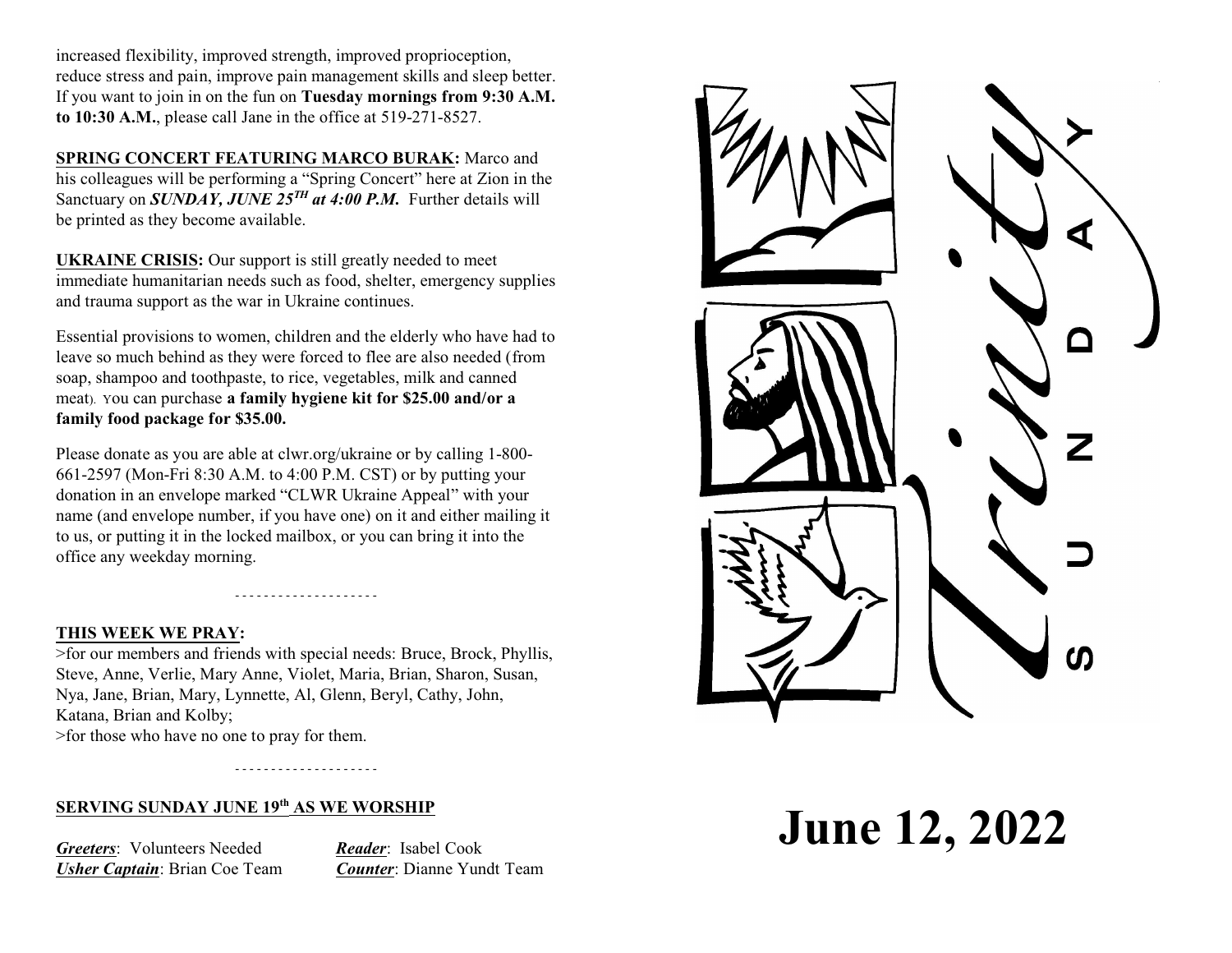increased flexibility, improved strength, improved proprioception, reduce stress and pain, improve pain management skills and sleep better. If you want to join in on the fun on **Tuesday mornings from 9:30 A.M. to 10:30 A.M.**, please call Jane in the office at 519-271-8527.

**SPRING CONCERT FEATURING MARCO BURAK:** Marco and his colleagues will be performing a "Spring Concert" here at Zion in the Sanctuary on ***SUNDAY, JUNE 25TH at 4:00 P.M.*** Further details will be printed as they become available.

**UKRAINE CRISIS:** Our support is still greatly needed to meet immediate humanitarian needs such as food, shelter, emergency supplies and trauma support as the war in Ukraine continues.

Essential provisions to women, children and the elderly who have had to leave so much behind as they were forced to flee are also needed (from soap, shampoo and toothpaste, to rice, vegetables, milk and canned meat). You can purchase **a family hygiene kit for $25.00 and/or a family food package for $35.00.**

Please donate as you are able at clwr.org/ukraine or by calling 1-800-661-2597 (Mon-Fri 8:30 A.M. to 4:00 P.M. CST) or by putting your donation in an envelope marked "CLWR Ukraine Appeal" with your name (and envelope number, if you have one) on it and either mailing it to us, or putting it in the locked mailbox, or you can bring it into the office any weekday morning.

--------------------

**THIS WEEK WE PRAY:**

>for our members and friends with special needs: Bruce, Brock, Phyllis, Steve, Anne, Verlie, Mary Anne, Violet, Maria, Brian, Sharon, Susan, Nya, Jane, Brian, Mary, Lynnette, Al, Glenn, Beryl, Cathy, John, Katana, Brian and Kolby;

>for those who have no one to pray for them.

--------------------

**SERVING SUNDAY JUNE 19th AS WE WORSHIP**

***Greeters***: Volunteers Needed
***Reader***: Isabel Cook
***Usher Captain***: Brian Coe Team
***Counter***: Dianne Yundt Team

Trinity SUNDAY

# June 12, 2022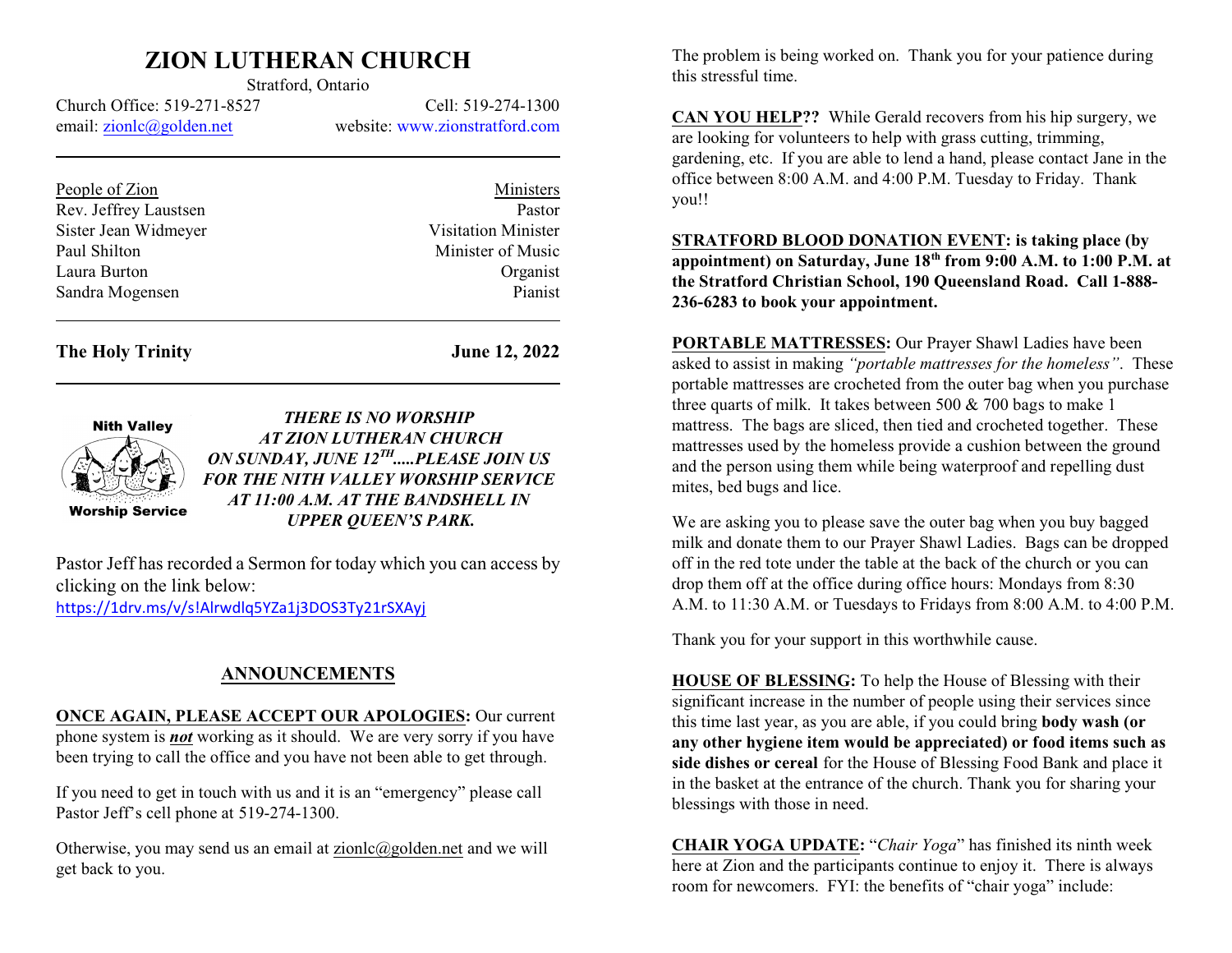# ZION LUTHERAN CHURCH

Stratford, Ontario

Church Office: 519-271-8527 Cell: 519-274-1300

email: zionlc@golden.net website: www.zionstratford.com

| People of Zion | Ministers |
|---|---|
| Rev. Jeffrey Laustsen | Pastor |
| Sister Jean Widmeyer | Visitation Minister |
| Paul Shilton | Minister of Music |
| Laura Burton | Organist |
| Sandra Mogensen | Pianist |

**The Holy Trinity** **June 12, 2022**

Nith Valley Worship Service

***THERE IS NO WORSHIP AT ZION LUTHERAN CHURCH ON SUNDAY, JUNE 12TH.....PLEASE JOIN US FOR THE NITH VALLEY WORSHIP SERVICE AT 11:00 A.M. AT THE BANDSHELL IN UPPER QUEEN'S PARK.***

Pastor Jeff has recorded a Sermon for today which you can access by clicking on the link below:
https://1drv.ms/v/s!Alrwdlq5YZa1j3DOS3Ty21rSXAyj

## ANNOUNCEMENTS

**ONCE AGAIN, PLEASE ACCEPT OUR APOLOGIES:** Our current phone system is ***not*** working as it should. We are very sorry if you have been trying to call the office and you have not been able to get through.

If you need to get in touch with us and it is an "emergency" please call Pastor Jeff's cell phone at 519-274-1300.

Otherwise, you may send us an email at zionlc@golden.net and we will get back to you.

The problem is being worked on. Thank you for your patience during this stressful time.

**CAN YOU HELP??** While Gerald recovers from his hip surgery, we are looking for volunteers to help with grass cutting, trimming, gardening, etc. If you are able to lend a hand, please contact Jane in the office between 8:00 A.M. and 4:00 P.M. Tuesday to Friday. Thank you!!

**STRATFORD BLOOD DONATION EVENT: is taking place (by appointment) on Saturday, June 18th from 9:00 A.M. to 1:00 P.M. at the Stratford Christian School, 190 Queensland Road. Call 1-888-236-6283 to book your appointment.**

**PORTABLE MATTRESSES:** Our Prayer Shawl Ladies have been asked to assist in making *"portable mattresses for the homeless"*. These portable mattresses are crocheted from the outer bag when you purchase three quarts of milk. It takes between 500 & 700 bags to make 1 mattress. The bags are sliced, then tied and crocheted together. These mattresses used by the homeless provide a cushion between the ground and the person using them while being waterproof and repelling dust mites, bed bugs and lice.

We are asking you to please save the outer bag when you buy bagged milk and donate them to our Prayer Shawl Ladies. Bags can be dropped off in the red tote under the table at the back of the church or you can drop them off at the office during office hours: Mondays from 8:30 A.M. to 11:30 A.M. or Tuesdays to Fridays from 8:00 A.M. to 4:00 P.M.

Thank you for your support in this worthwhile cause.

**HOUSE OF BLESSING:** To help the House of Blessing with their significant increase in the number of people using their services since this time last year, as you are able, if you could bring **body wash (or any other hygiene item would be appreciated) or food items such as side dishes or cereal** for the House of Blessing Food Bank and place it in the basket at the entrance of the church. Thank you for sharing your blessings with those in need.

**CHAIR YOGA UPDATE:** "*Chair Yoga*" has finished its ninth week here at Zion and the participants continue to enjoy it. There is always room for newcomers. FYI: the benefits of "chair yoga" include: